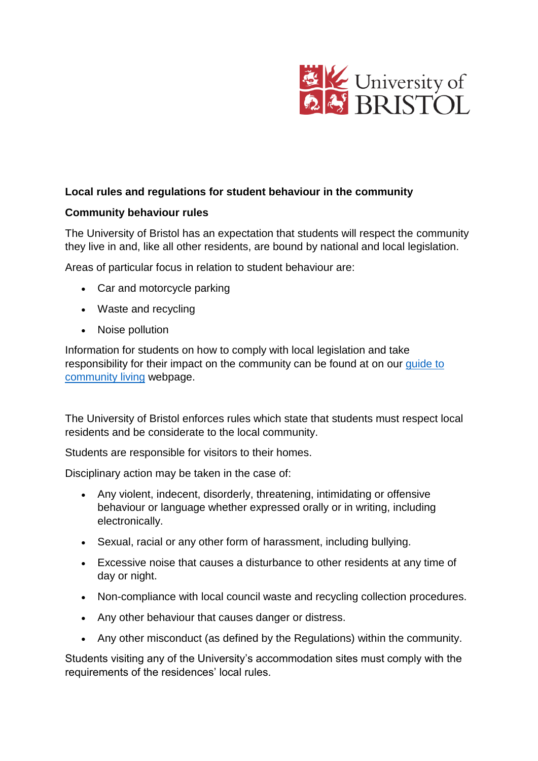**Local rules and regulations for student behaviour in the community**

**Community behaviour rules**

The University of Bristol has an expectation that students will respect the community they live in and, like all other residents, are bound by national and local legislation.

Areas of particular focus in relation to student behaviour are:

- Car and motorcycle parking
- Waste and recycling
- Noise pollution

Information for students on how to comply with local legislation and take responsibility for their impact on the community can be found at on our guide to community living webpage.

The University of Bristol enforces rules which state that students must respect local residents and be considerate to the local community.

Students are responsible for visitors to their homes.

Disciplinary action may be taken in the case of:

- Any violent, indecent, disorderly, threatening, intimidating or offensive behaviour or language whether expressed orally or in writing, including electronically.
- Sexual, racial or any other form of harassment, including bullying.
- Excessive noise that causes a disturbance to other residents at any time of day or night.
- Non-compliance with local council waste and recycling collection procedures.
- Any other behaviour that causes danger or distress.
- Any other misconduct (as defined by the Regulations) within the community.

Students visiting any of the University's accommodation sites must comply with the requirements of the residences' local rules.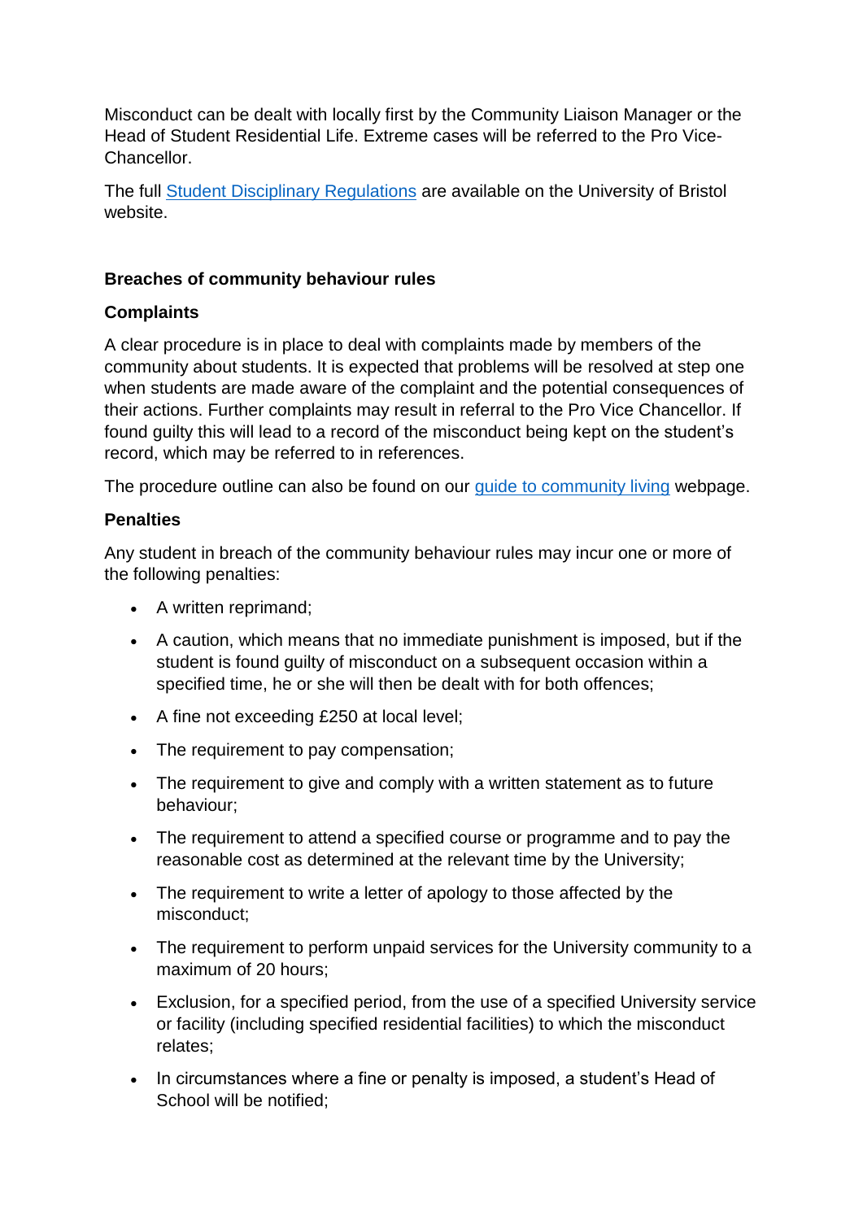Misconduct can be dealt with locally first by the Community Liaison Manager or the Head of Student Residential Life. Extreme cases will be referred to the Pro Vice-Chancellor.

The full [Student Disciplinary Regulations] are available on the University of Bristol website.

**Breaches of community behaviour rules**

**Complaints**

A clear procedure is in place to deal with complaints made by members of the community about students. It is expected that problems will be resolved at step one when students are made aware of the complaint and the potential consequences of their actions. Further complaints may result in referral to the Pro Vice Chancellor. If found guilty this will lead to a record of the misconduct being kept on the student's record, which may be referred to in references.

The procedure outline can also be found on our [guide to community living] webpage.

**Penalties**

Any student in breach of the community behaviour rules may incur one or more of the following penalties:

- A written reprimand;
- A caution, which means that no immediate punishment is imposed, but if the student is found guilty of misconduct on a subsequent occasion within a specified time, he or she will then be dealt with for both offences;
- A fine not exceeding £250 at local level;
- The requirement to pay compensation;
- The requirement to give and comply with a written statement as to future behaviour;
- The requirement to attend a specified course or programme and to pay the reasonable cost as determined at the relevant time by the University;
- The requirement to write a letter of apology to those affected by the misconduct;
- The requirement to perform unpaid services for the University community to a maximum of 20 hours;
- Exclusion, for a specified period, from the use of a specified University service or facility (including specified residential facilities) to which the misconduct relates;
- In circumstances where a fine or penalty is imposed, a student's Head of School will be notified;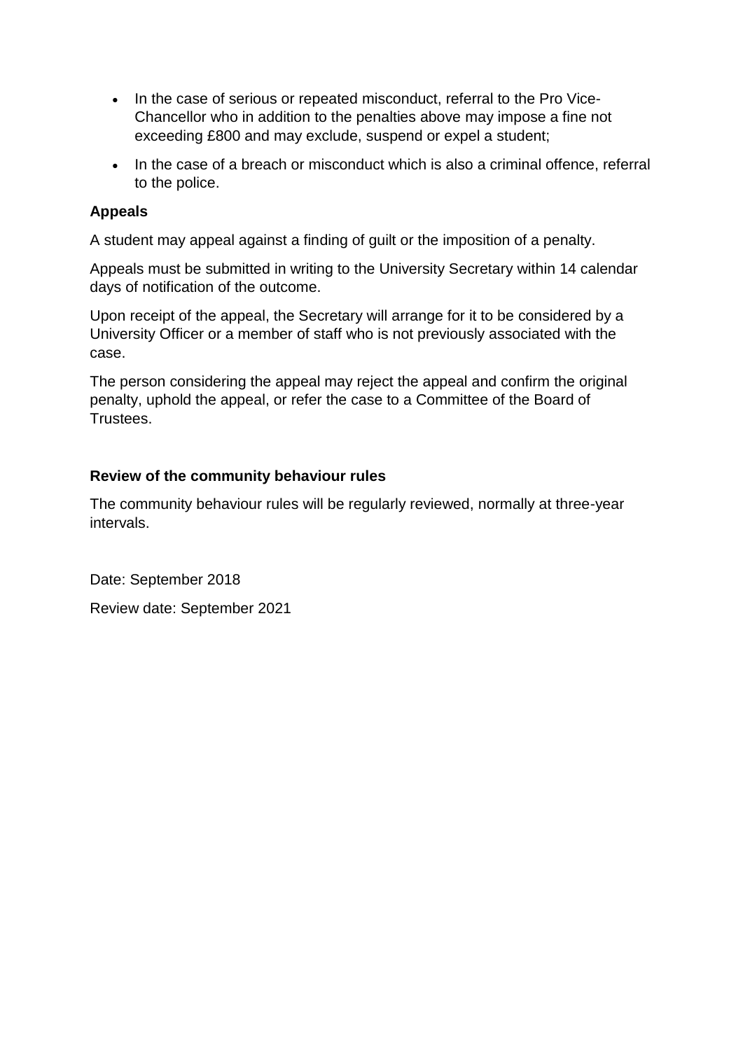- In the case of serious or repeated misconduct, referral to the Pro Vice-Chancellor who in addition to the penalties above may impose a fine not exceeding £800 and may exclude, suspend or expel a student;
- In the case of a breach or misconduct which is also a criminal offence, referral to the police.

**Appeals**

A student may appeal against a finding of guilt or the imposition of a penalty.

Appeals must be submitted in writing to the University Secretary within 14 calendar days of notification of the outcome.

Upon receipt of the appeal, the Secretary will arrange for it to be considered by a University Officer or a member of staff who is not previously associated with the case.

The person considering the appeal may reject the appeal and confirm the original penalty, uphold the appeal, or refer the case to a Committee of the Board of Trustees.

**Review of the community behaviour rules**

The community behaviour rules will be regularly reviewed, normally at three-year intervals.

Date: September 2018

Review date: September 2021